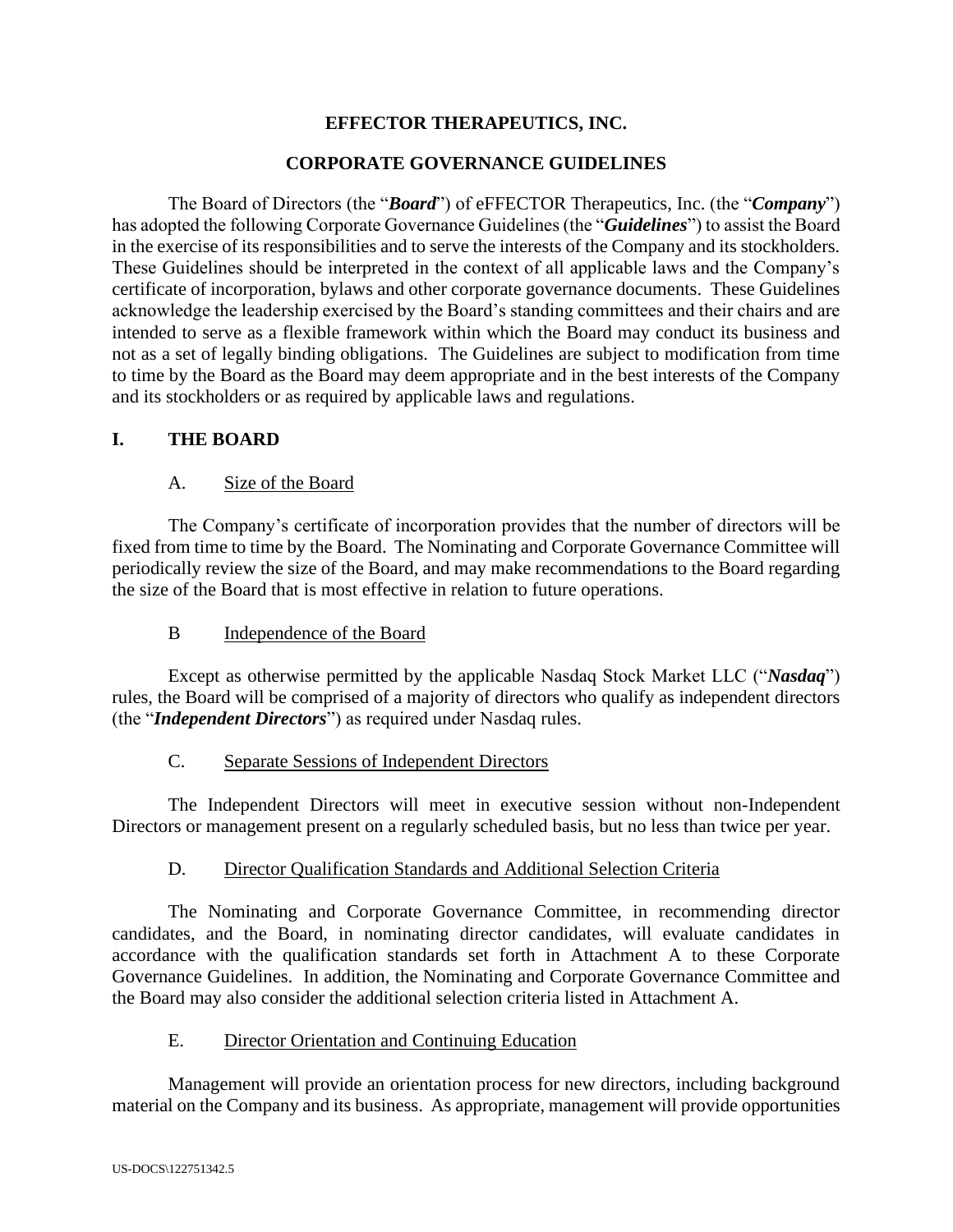# EFFECTOR THERAPEUTICS, INC.

## CORPORATE GOVERNANCE GUIDELINES

The Board of Directors (the "***Board***") of eFFECTOR Therapeutics, Inc. (the "***Company***") has adopted the following Corporate Governance Guidelines (the "***Guidelines***") to assist the Board in the exercise of its responsibilities and to serve the interests of the Company and its stockholders. These Guidelines should be interpreted in the context of all applicable laws and the Company's certificate of incorporation, bylaws and other corporate governance documents. These Guidelines acknowledge the leadership exercised by the Board's standing committees and their chairs and are intended to serve as a flexible framework within which the Board may conduct its business and not as a set of legally binding obligations. The Guidelines are subject to modification from time to time by the Board as the Board may deem appropriate and in the best interests of the Company and its stockholders or as required by applicable laws and regulations.

## I. THE BOARD

### A. Size of the Board

The Company's certificate of incorporation provides that the number of directors will be fixed from time to time by the Board. The Nominating and Corporate Governance Committee will periodically review the size of the Board, and may make recommendations to the Board regarding the size of the Board that is most effective in relation to future operations.

### B Independence of the Board

Except as otherwise permitted by the applicable Nasdaq Stock Market LLC ("***Nasdaq***") rules, the Board will be comprised of a majority of directors who qualify as independent directors (the "***Independent Directors***") as required under Nasdaq rules.

### C. Separate Sessions of Independent Directors

The Independent Directors will meet in executive session without non-Independent Directors or management present on a regularly scheduled basis, but no less than twice per year.

### D. Director Qualification Standards and Additional Selection Criteria

The Nominating and Corporate Governance Committee, in recommending director candidates, and the Board, in nominating director candidates, will evaluate candidates in accordance with the qualification standards set forth in Attachment A to these Corporate Governance Guidelines. In addition, the Nominating and Corporate Governance Committee and the Board may also consider the additional selection criteria listed in Attachment A.

### E. Director Orientation and Continuing Education

Management will provide an orientation process for new directors, including background material on the Company and its business. As appropriate, management will provide opportunities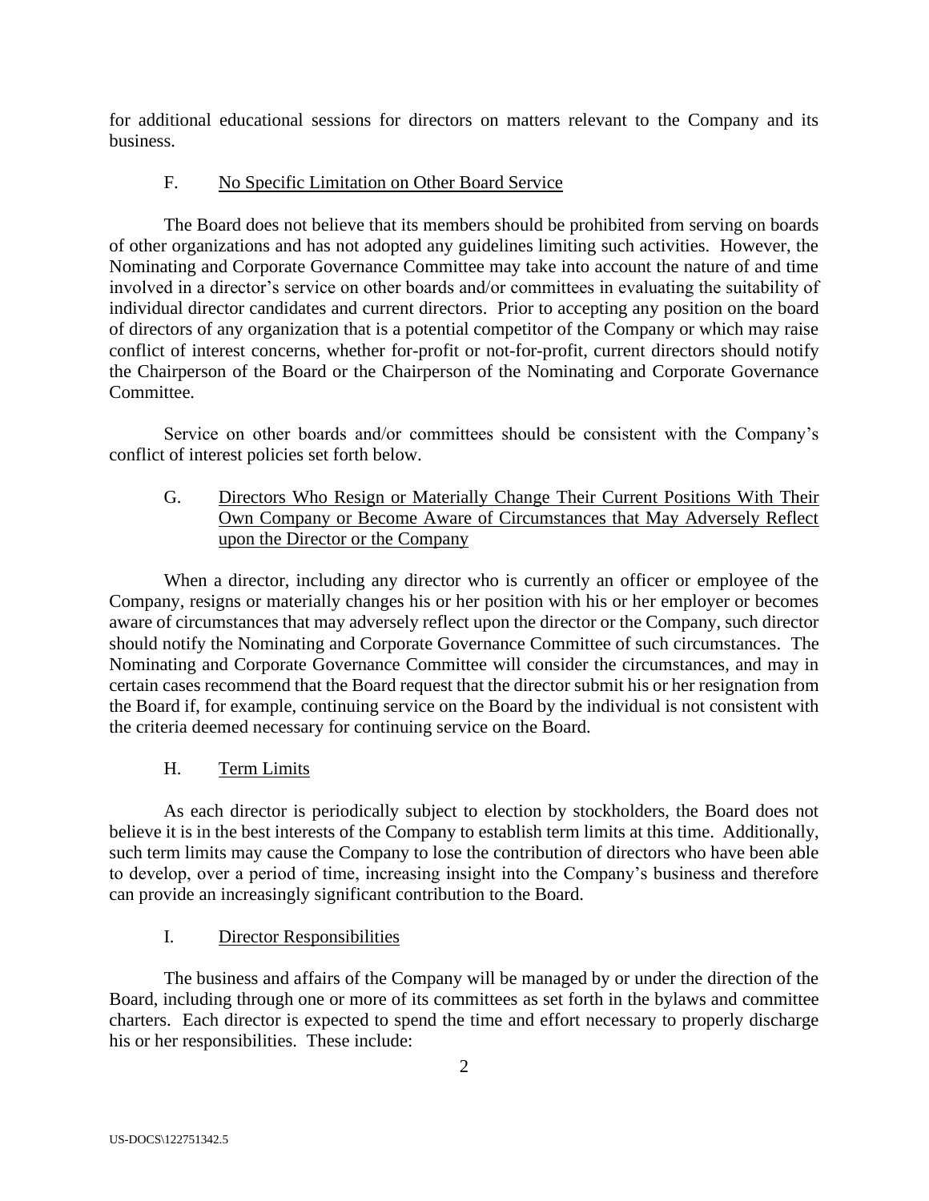for additional educational sessions for directors on matters relevant to the Company and its business.

### F. No Specific Limitation on Other Board Service

The Board does not believe that its members should be prohibited from serving on boards of other organizations and has not adopted any guidelines limiting such activities. However, the Nominating and Corporate Governance Committee may take into account the nature of and time involved in a director's service on other boards and/or committees in evaluating the suitability of individual director candidates and current directors. Prior to accepting any position on the board of directors of any organization that is a potential competitor of the Company or which may raise conflict of interest concerns, whether for-profit or not-for-profit, current directors should notify the Chairperson of the Board or the Chairperson of the Nominating and Corporate Governance Committee.

Service on other boards and/or committees should be consistent with the Company's conflict of interest policies set forth below.

### G. Directors Who Resign or Materially Change Their Current Positions With Their Own Company or Become Aware of Circumstances that May Adversely Reflect upon the Director or the Company

When a director, including any director who is currently an officer or employee of the Company, resigns or materially changes his or her position with his or her employer or becomes aware of circumstances that may adversely reflect upon the director or the Company, such director should notify the Nominating and Corporate Governance Committee of such circumstances. The Nominating and Corporate Governance Committee will consider the circumstances, and may in certain cases recommend that the Board request that the director submit his or her resignation from the Board if, for example, continuing service on the Board by the individual is not consistent with the criteria deemed necessary for continuing service on the Board.

### H. Term Limits

As each director is periodically subject to election by stockholders, the Board does not believe it is in the best interests of the Company to establish term limits at this time. Additionally, such term limits may cause the Company to lose the contribution of directors who have been able to develop, over a period of time, increasing insight into the Company's business and therefore can provide an increasingly significant contribution to the Board.

### I. Director Responsibilities

The business and affairs of the Company will be managed by or under the direction of the Board, including through one or more of its committees as set forth in the bylaws and committee charters. Each director is expected to spend the time and effort necessary to properly discharge his or her responsibilities. These include: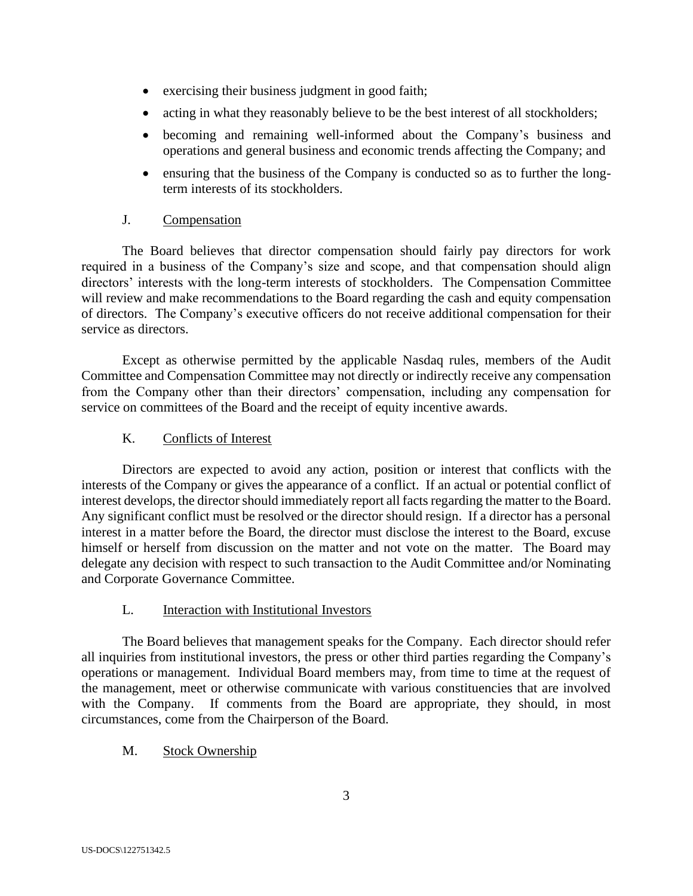- exercising their business judgment in good faith;
- acting in what they reasonably believe to be the best interest of all stockholders;
- becoming and remaining well-informed about the Company's business and operations and general business and economic trends affecting the Company; and
- ensuring that the business of the Company is conducted so as to further the long-term interests of its stockholders.

### J. Compensation

The Board believes that director compensation should fairly pay directors for work required in a business of the Company's size and scope, and that compensation should align directors' interests with the long-term interests of stockholders. The Compensation Committee will review and make recommendations to the Board regarding the cash and equity compensation of directors. The Company's executive officers do not receive additional compensation for their service as directors.

Except as otherwise permitted by the applicable Nasdaq rules, members of the Audit Committee and Compensation Committee may not directly or indirectly receive any compensation from the Company other than their directors' compensation, including any compensation for service on committees of the Board and the receipt of equity incentive awards.

### K. Conflicts of Interest

Directors are expected to avoid any action, position or interest that conflicts with the interests of the Company or gives the appearance of a conflict. If an actual or potential conflict of interest develops, the director should immediately report all facts regarding the matter to the Board. Any significant conflict must be resolved or the director should resign. If a director has a personal interest in a matter before the Board, the director must disclose the interest to the Board, excuse himself or herself from discussion on the matter and not vote on the matter. The Board may delegate any decision with respect to such transaction to the Audit Committee and/or Nominating and Corporate Governance Committee.

### L. Interaction with Institutional Investors

The Board believes that management speaks for the Company. Each director should refer all inquiries from institutional investors, the press or other third parties regarding the Company's operations or management. Individual Board members may, from time to time at the request of the management, meet or otherwise communicate with various constituencies that are involved with the Company. If comments from the Board are appropriate, they should, in most circumstances, come from the Chairperson of the Board.

### M. Stock Ownership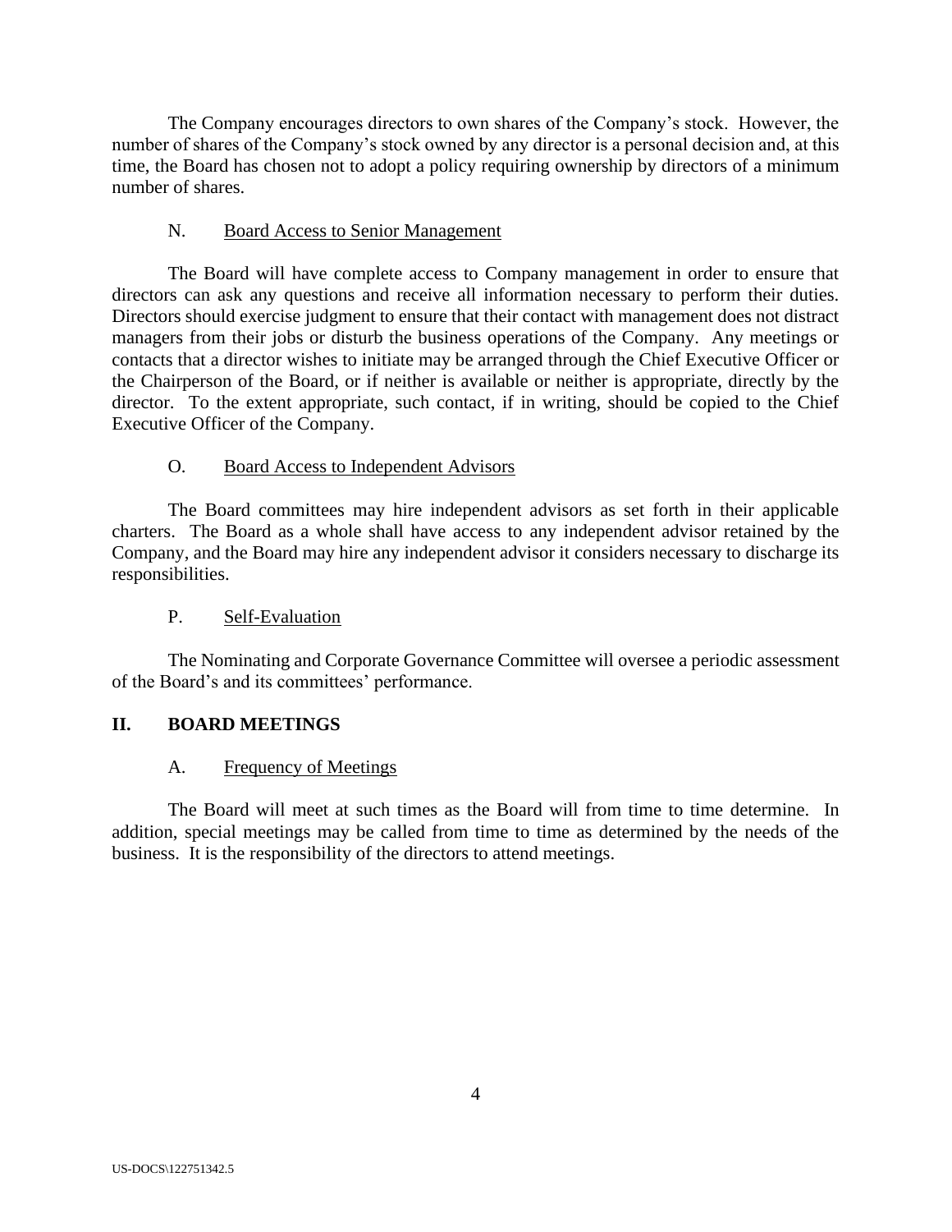The Company encourages directors to own shares of the Company's stock. However, the number of shares of the Company's stock owned by any director is a personal decision and, at this time, the Board has chosen not to adopt a policy requiring ownership by directors of a minimum number of shares.

### N. Board Access to Senior Management

The Board will have complete access to Company management in order to ensure that directors can ask any questions and receive all information necessary to perform their duties. Directors should exercise judgment to ensure that their contact with management does not distract managers from their jobs or disturb the business operations of the Company. Any meetings or contacts that a director wishes to initiate may be arranged through the Chief Executive Officer or the Chairperson of the Board, or if neither is available or neither is appropriate, directly by the director. To the extent appropriate, such contact, if in writing, should be copied to the Chief Executive Officer of the Company.

### O. Board Access to Independent Advisors

The Board committees may hire independent advisors as set forth in their applicable charters. The Board as a whole shall have access to any independent advisor retained by the Company, and the Board may hire any independent advisor it considers necessary to discharge its responsibilities.

### P. Self-Evaluation

The Nominating and Corporate Governance Committee will oversee a periodic assessment of the Board's and its committees' performance.

## II. BOARD MEETINGS

### A. Frequency of Meetings

The Board will meet at such times as the Board will from time to time determine. In addition, special meetings may be called from time to time as determined by the needs of the business. It is the responsibility of the directors to attend meetings.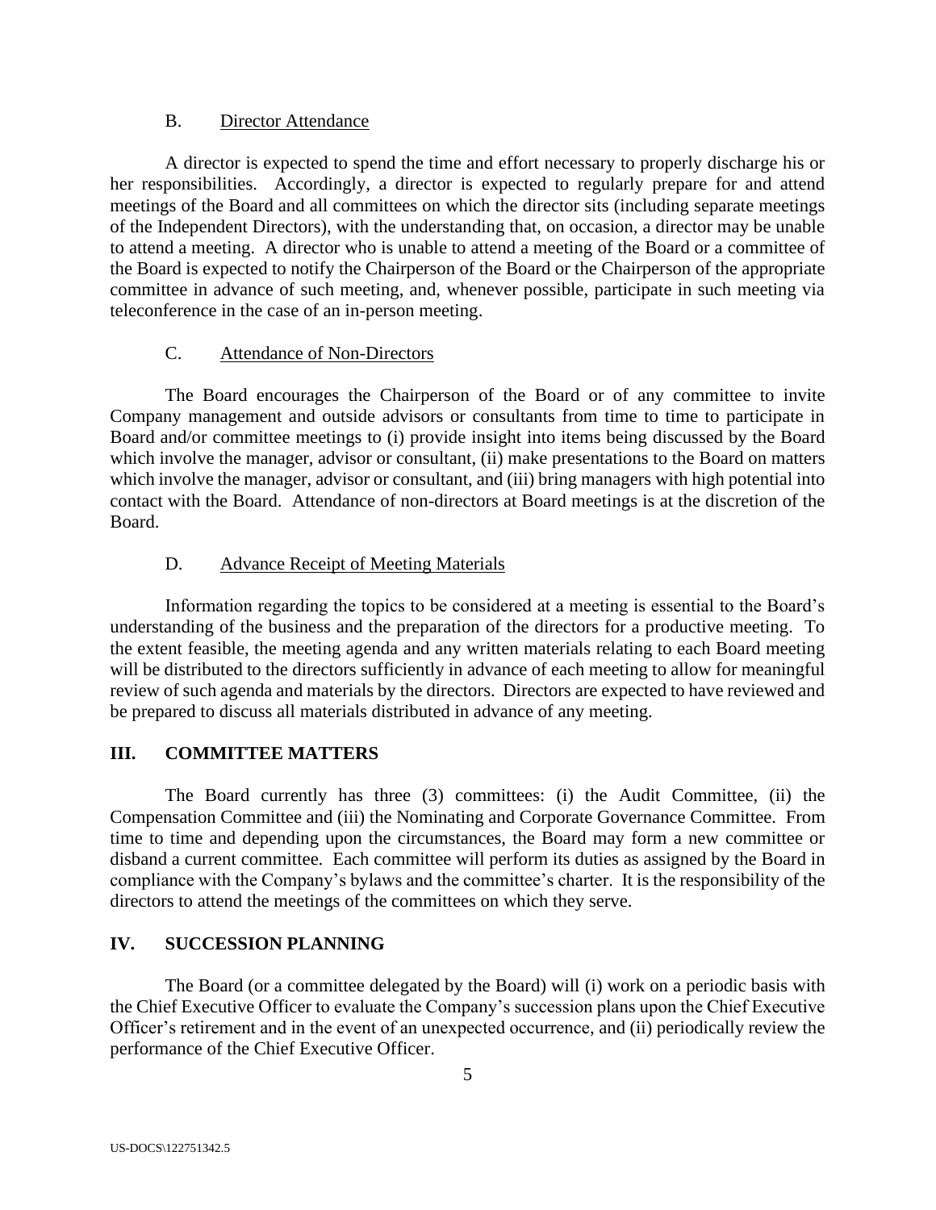### B. Director Attendance

A director is expected to spend the time and effort necessary to properly discharge his or her responsibilities. Accordingly, a director is expected to regularly prepare for and attend meetings of the Board and all committees on which the director sits (including separate meetings of the Independent Directors), with the understanding that, on occasion, a director may be unable to attend a meeting. A director who is unable to attend a meeting of the Board or a committee of the Board is expected to notify the Chairperson of the Board or the Chairperson of the appropriate committee in advance of such meeting, and, whenever possible, participate in such meeting via teleconference in the case of an in-person meeting.

### C. Attendance of Non-Directors

The Board encourages the Chairperson of the Board or of any committee to invite Company management and outside advisors or consultants from time to time to participate in Board and/or committee meetings to (i) provide insight into items being discussed by the Board which involve the manager, advisor or consultant, (ii) make presentations to the Board on matters which involve the manager, advisor or consultant, and (iii) bring managers with high potential into contact with the Board. Attendance of non-directors at Board meetings is at the discretion of the Board.

### D. Advance Receipt of Meeting Materials

Information regarding the topics to be considered at a meeting is essential to the Board's understanding of the business and the preparation of the directors for a productive meeting. To the extent feasible, the meeting agenda and any written materials relating to each Board meeting will be distributed to the directors sufficiently in advance of each meeting to allow for meaningful review of such agenda and materials by the directors. Directors are expected to have reviewed and be prepared to discuss all materials distributed in advance of any meeting.

## III. COMMITTEE MATTERS

The Board currently has three (3) committees: (i) the Audit Committee, (ii) the Compensation Committee and (iii) the Nominating and Corporate Governance Committee. From time to time and depending upon the circumstances, the Board may form a new committee or disband a current committee. Each committee will perform its duties as assigned by the Board in compliance with the Company's bylaws and the committee's charter. It is the responsibility of the directors to attend the meetings of the committees on which they serve.

## IV. SUCCESSION PLANNING

The Board (or a committee delegated by the Board) will (i) work on a periodic basis with the Chief Executive Officer to evaluate the Company's succession plans upon the Chief Executive Officer's retirement and in the event of an unexpected occurrence, and (ii) periodically review the performance of the Chief Executive Officer.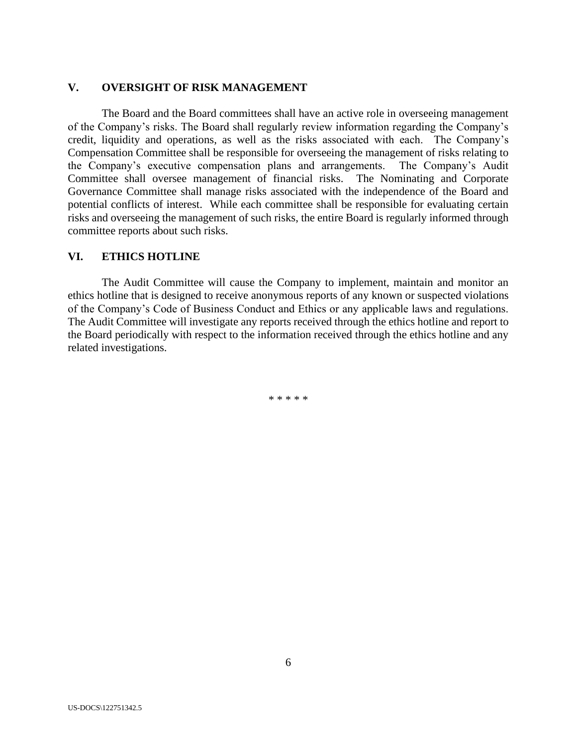## V. OVERSIGHT OF RISK MANAGEMENT

The Board and the Board committees shall have an active role in overseeing management of the Company's risks. The Board shall regularly review information regarding the Company's credit, liquidity and operations, as well as the risks associated with each. The Company's Compensation Committee shall be responsible for overseeing the management of risks relating to the Company's executive compensation plans and arrangements. The Company's Audit Committee shall oversee management of financial risks. The Nominating and Corporate Governance Committee shall manage risks associated with the independence of the Board and potential conflicts of interest. While each committee shall be responsible for evaluating certain risks and overseeing the management of such risks, the entire Board is regularly informed through committee reports about such risks.

## VI. ETHICS HOTLINE

The Audit Committee will cause the Company to implement, maintain and monitor an ethics hotline that is designed to receive anonymous reports of any known or suspected violations of the Company's Code of Business Conduct and Ethics or any applicable laws and regulations. The Audit Committee will investigate any reports received through the ethics hotline and report to the Board periodically with respect to the information received through the ethics hotline and any related investigations.

* * * * *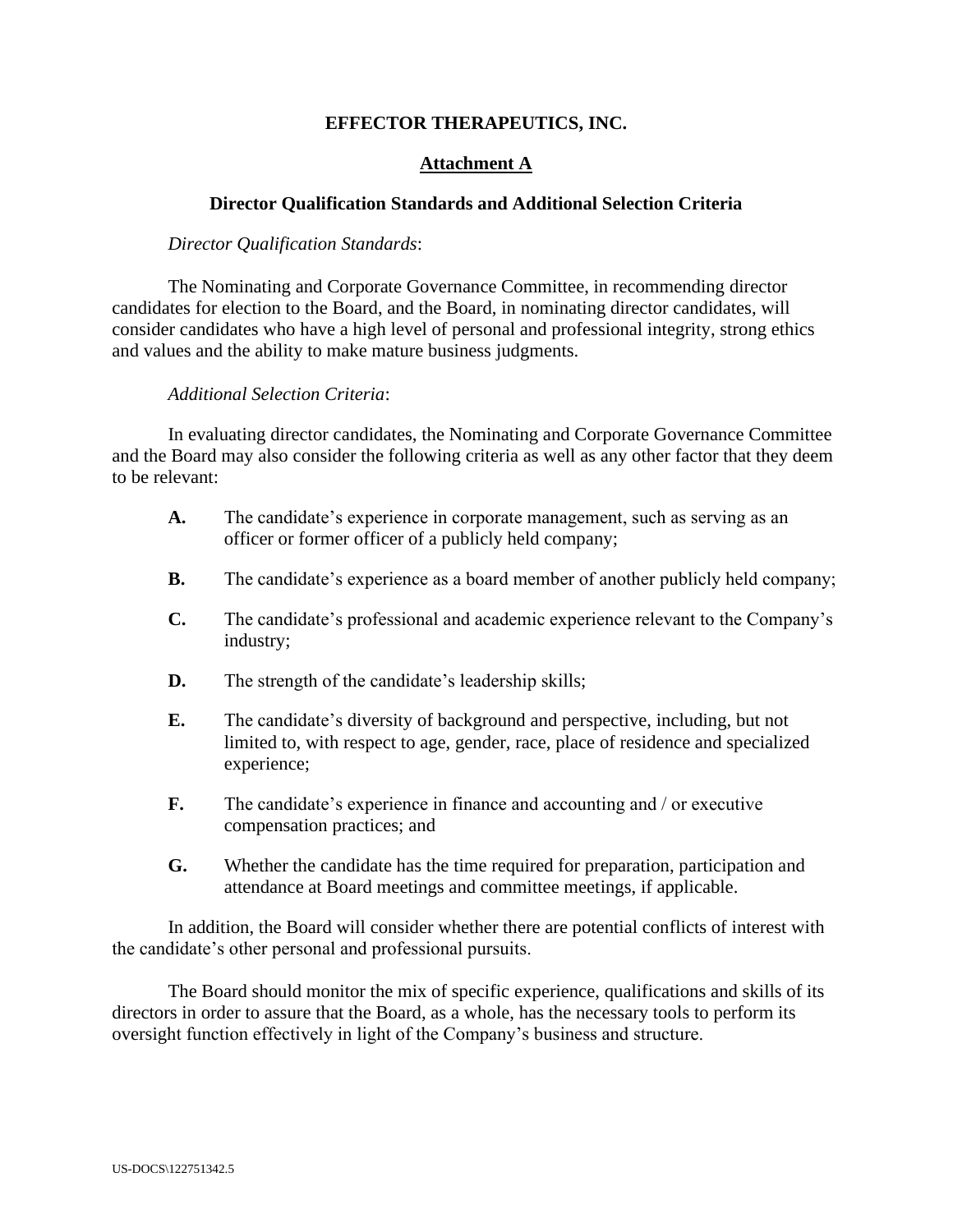**EFFECTOR THERAPEUTICS, INC.**

**Attachment A**

**Director Qualification Standards and Additional Selection Criteria**

*Director Qualification Standards*:

The Nominating and Corporate Governance Committee, in recommending director candidates for election to the Board, and the Board, in nominating director candidates, will consider candidates who have a high level of personal and professional integrity, strong ethics and values and the ability to make mature business judgments.

*Additional Selection Criteria*:

In evaluating director candidates, the Nominating and Corporate Governance Committee and the Board may also consider the following criteria as well as any other factor that they deem to be relevant:

**A.** The candidate's experience in corporate management, such as serving as an officer or former officer of a publicly held company;

**B.** The candidate's experience as a board member of another publicly held company;

**C.** The candidate's professional and academic experience relevant to the Company's industry;

**D.** The strength of the candidate's leadership skills;

**E.** The candidate's diversity of background and perspective, including, but not limited to, with respect to age, gender, race, place of residence and specialized experience;

**F.** The candidate's experience in finance and accounting and / or executive compensation practices; and

**G.** Whether the candidate has the time required for preparation, participation and attendance at Board meetings and committee meetings, if applicable.

In addition, the Board will consider whether there are potential conflicts of interest with the candidate's other personal and professional pursuits.

The Board should monitor the mix of specific experience, qualifications and skills of its directors in order to assure that the Board, as a whole, has the necessary tools to perform its oversight function effectively in light of the Company's business and structure.

US-DOCS\122751342.5